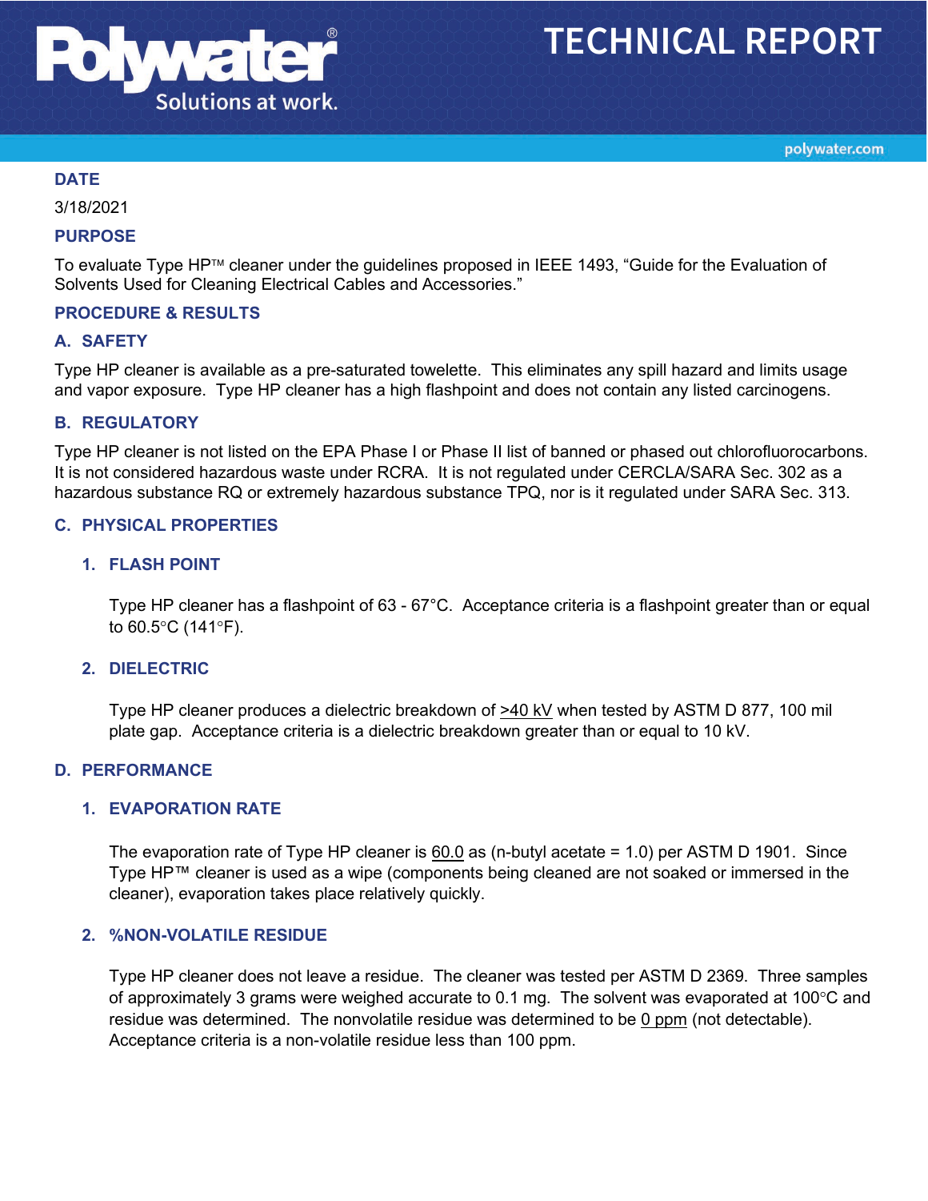# TECHNICAL REPORT

## DATE

3/18/2021

## PURPOSE

To evaluate Type HP™ cleaner under the guidelines proposed in IEEE 1493, "Guide for the Evaluation of Solvents Used for Cleaning Electrical Cables and Accessories."

## PROCEDURE & RESULTS

### A. SAFETY

Type HP cleaner is available as a pre-saturated towelette. This eliminates any spill hazard and limits usage and vapor exposure. Type HP cleaner has a high flashpoint and does not contain any listed carcinogens.

### B. REGULATORY

Type HP cleaner is not listed on the EPA Phase I or Phase II list of banned or phased out chlorofluorocarbons. It is not considered hazardous waste under RCRA. It is not regulated under CERCLA/SARA Sec. 302 as a hazardous substance RQ or extremely hazardous substance TPQ, nor is it regulated under SARA Sec. 313.

### C. PHYSICAL PROPERTIES

#### 1. FLASH POINT

Type HP cleaner has a flashpoint of 63 - 67°C. Acceptance criteria is a flashpoint greater than or equal to 60.5°C (141°F).

#### 2. DIELECTRIC

Type HP cleaner produces a dielectric breakdown of >40 kV when tested by ASTM D 877, 100 mil plate gap. Acceptance criteria is a dielectric breakdown greater than or equal to 10 kV.

### D. PERFORMANCE

#### 1. EVAPORATION RATE

The evaporation rate of Type HP cleaner is 60.0 as (n-butyl acetate = 1.0) per ASTM D 1901. Since Type HP™ cleaner is used as a wipe (components being cleaned are not soaked or immersed in the cleaner), evaporation takes place relatively quickly.

#### 2. %NON-VOLATILE RESIDUE

Type HP cleaner does not leave a residue. The cleaner was tested per ASTM D 2369. Three samples of approximately 3 grams were weighed accurate to 0.1 mg. The solvent was evaporated at 100°C and residue was determined. The nonvolatile residue was determined to be 0 ppm (not detectable). Acceptance criteria is a non-volatile residue less than 100 ppm.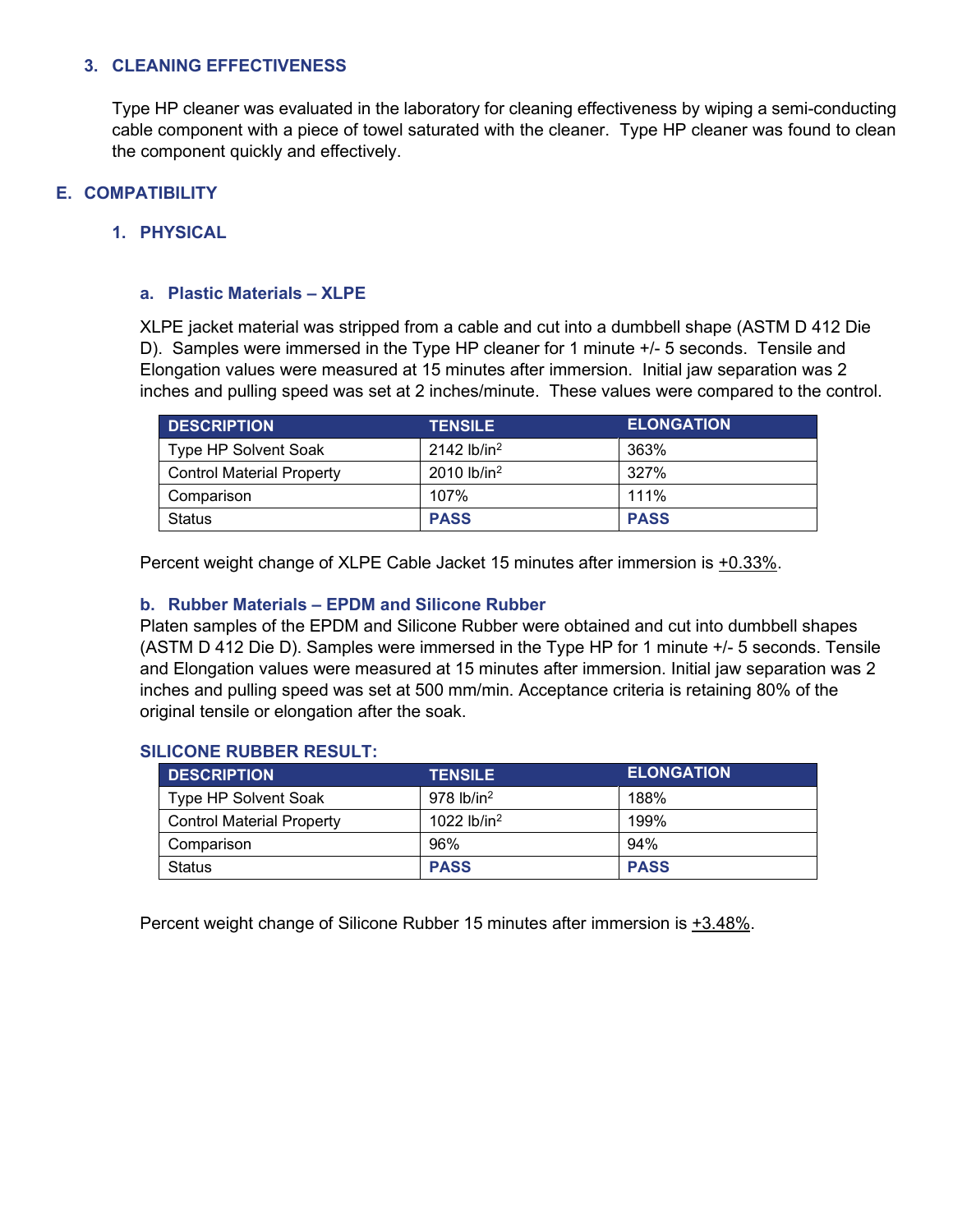### 3. CLEANING EFFECTIVENESS

Type HP cleaner was evaluated in the laboratory for cleaning effectiveness by wiping a semi-conducting cable component with a piece of towel saturated with the cleaner. Type HP cleaner was found to clean the component quickly and effectively.

## E. COMPATIBILITY

### 1. PHYSICAL

#### a. Plastic Materials – XLPE

XLPE jacket material was stripped from a cable and cut into a dumbbell shape (ASTM D 412 Die D). Samples were immersed in the Type HP cleaner for 1 minute +/- 5 seconds. Tensile and Elongation values were measured at 15 minutes after immersion. Initial jaw separation was 2 inches and pulling speed was set at 2 inches/minute. These values were compared to the control.

| DESCRIPTION | TENSILE | ELONGATION |
|---|---|---|
| Type HP Solvent Soak | 2142 lb/in$^2$ | 363% |
| Control Material Property | 2010 lb/in$^2$ | 327% |
| Comparison | 107% | 111% |
| Status | **PASS** | **PASS** |

Percent weight change of XLPE Cable Jacket 15 minutes after immersion is +0.33%.

#### b. Rubber Materials – EPDM and Silicone Rubber

Platen samples of the EPDM and Silicone Rubber were obtained and cut into dumbbell shapes (ASTM D 412 Die D). Samples were immersed in the Type HP for 1 minute +/- 5 seconds. Tensile and Elongation values were measured at 15 minutes after immersion. Initial jaw separation was 2 inches and pulling speed was set at 500 mm/min. Acceptance criteria is retaining 80% of the original tensile or elongation after the soak.

**SILICONE RUBBER RESULT:**

| DESCRIPTION | TENSILE | ELONGATION |
|---|---|---|
| Type HP Solvent Soak | 978 lb/in$^2$ | 188% |
| Control Material Property | 1022 lb/in$^2$ | 199% |
| Comparison | 96% | 94% |
| Status | **PASS** | **PASS** |

Percent weight change of Silicone Rubber 15 minutes after immersion is +3.48%.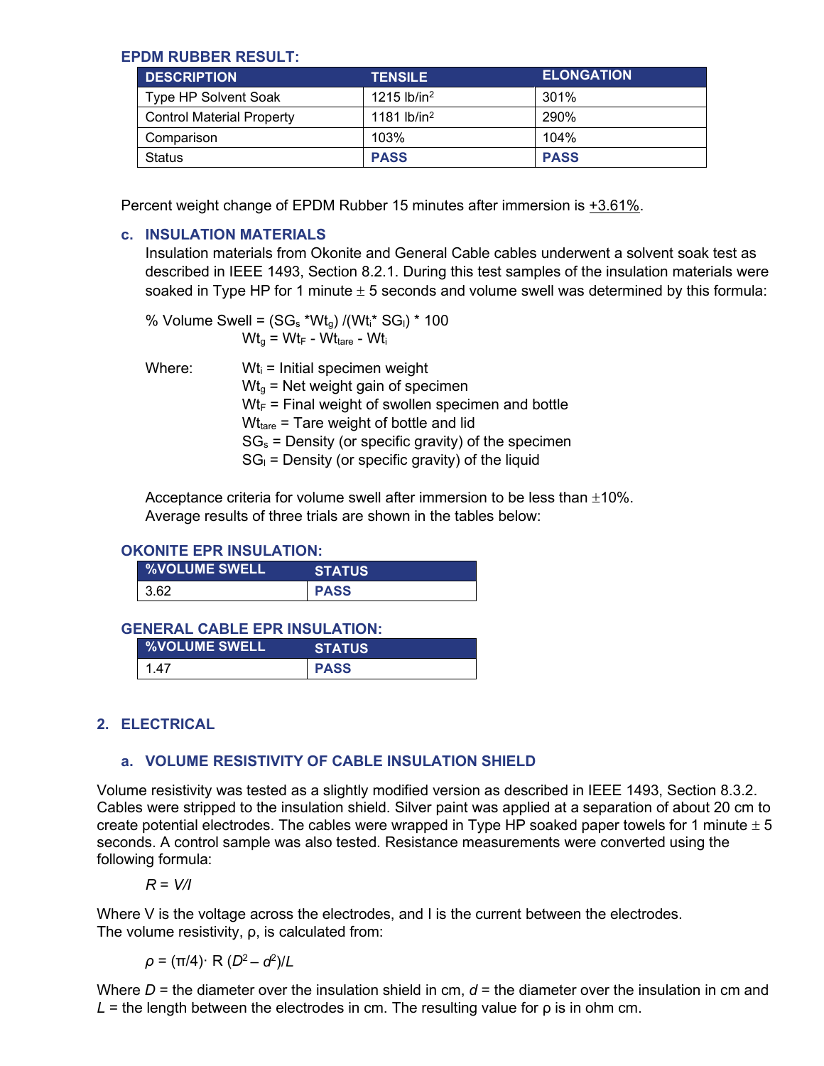### EPDM RUBBER RESULT:

| DESCRIPTION | TENSILE | ELONGATION |
|---|---|---|
| Type HP Solvent Soak | 1215 lb/in$^2$ | 301% |
| Control Material Property | 1181 lb/in$^2$ | 290% |
| Comparison | 103% | 104% |
| Status | **PASS** | **PASS** |

Percent weight change of EPDM Rubber 15 minutes after immersion is +3.61%.

### c. INSULATION MATERIALS

Insulation materials from Okonite and General Cable cables underwent a solvent soak test as described in IEEE 1493, Section 8.2.1. During this test samples of the insulation materials were soaked in Type HP for 1 minute ± 5 seconds and volume swell was determined by this formula:

$$\% \text{ Volume Swell} = (SG_s * Wt_g) / (Wt_i * SG_l) * 100$$

$$Wt_g = Wt_F - Wt_{tare} - Wt_i$$

Where:
- $Wt_i$ = Initial specimen weight
- $Wt_g$ = Net weight gain of specimen
- $Wt_F$ = Final weight of swollen specimen and bottle
- $Wt_{tare}$ = Tare weight of bottle and lid
- $SG_s$ = Density (or specific gravity) of the specimen
- $SG_l$ = Density (or specific gravity) of the liquid

Acceptance criteria for volume swell after immersion to be less than ±10%.
Average results of three trials are shown in the tables below:

### OKONITE EPR INSULATION:

| %VOLUME SWELL | STATUS |
|---|---|
| 3.62 | **PASS** |

### GENERAL CABLE EPR INSULATION:

| %VOLUME SWELL | STATUS |
|---|---|
| 1.47 | **PASS** |

## 2. ELECTRICAL

### a. VOLUME RESISTIVITY OF CABLE INSULATION SHIELD

Volume resistivity was tested as a slightly modified version as described in IEEE 1493, Section 8.3.2. Cables were stripped to the insulation shield. Silver paint was applied at a separation of about 20 cm to create potential electrodes. The cables were wrapped in Type HP soaked paper towels for 1 minute ± 5 seconds. A control sample was also tested. Resistance measurements were converted using the following formula:

$$R = V/I$$

Where V is the voltage across the electrodes, and I is the current between the electrodes.
The volume resistivity, ρ, is calculated from:

$$\rho = (\pi/4) \cdot R\,(D^2 - d^2)/L$$

Where $D$ = the diameter over the insulation shield in cm, $d$ = the diameter over the insulation in cm and $L$ = the length between the electrodes in cm. The resulting value for ρ is in ohm cm.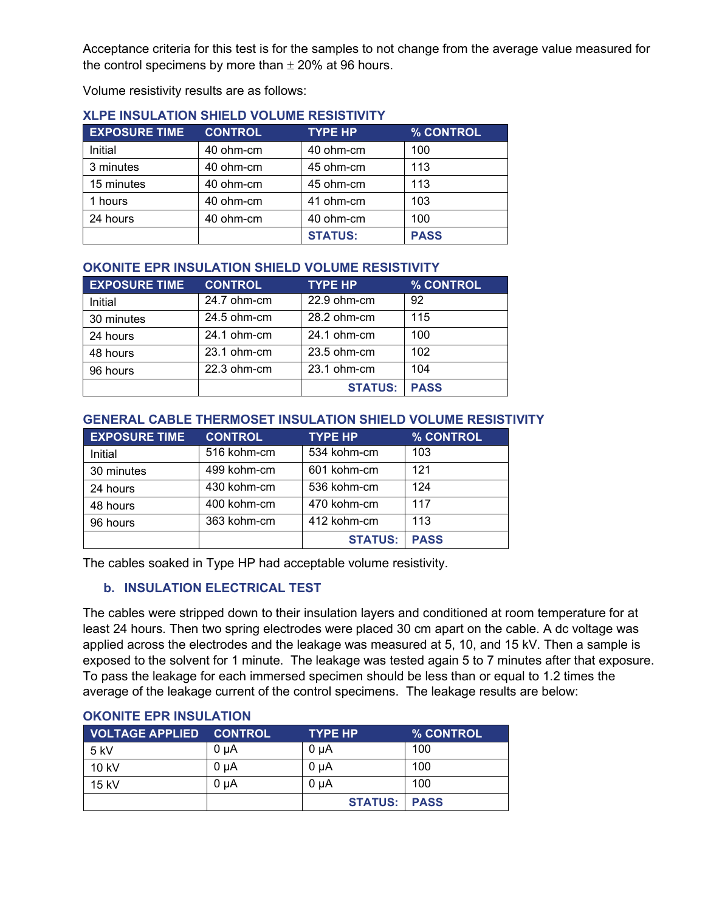Acceptance criteria for this test is for the samples to not change from the average value measured for the control specimens by more than ± 20% at 96 hours.

Volume resistivity results are as follows:

### XLPE INSULATION SHIELD VOLUME RESISTIVITY

| EXPOSURE TIME | CONTROL | TYPE HP | % CONTROL |
|---|---|---|---|
| Initial | 40 ohm-cm | 40 ohm-cm | 100 |
| 3 minutes | 40 ohm-cm | 45 ohm-cm | 113 |
| 15 minutes | 40 ohm-cm | 45 ohm-cm | 113 |
| 1 hours | 40 ohm-cm | 41 ohm-cm | 103 |
| 24 hours | 40 ohm-cm | 40 ohm-cm | 100 |
| | | **STATUS:** | **PASS** |

### OKONITE EPR INSULATION SHIELD VOLUME RESISTIVITY

| EXPOSURE TIME | CONTROL | TYPE HP | % CONTROL |
|---|---|---|---|
| Initial | 24.7 ohm-cm | 22.9 ohm-cm | 92 |
| 30 minutes | 24.5 ohm-cm | 28.2 ohm-cm | 115 |
| 24 hours | 24.1 ohm-cm | 24.1 ohm-cm | 100 |
| 48 hours | 23.1 ohm-cm | 23.5 ohm-cm | 102 |
| 96 hours | 22.3 ohm-cm | 23.1 ohm-cm | 104 |
| | | **STATUS:** | **PASS** |

### GENERAL CABLE THERMOSET INSULATION SHIELD VOLUME RESISTIVITY

| EXPOSURE TIME | CONTROL | TYPE HP | % CONTROL |
|---|---|---|---|
| Initial | 516 kohm-cm | 534 kohm-cm | 103 |
| 30 minutes | 499 kohm-cm | 601 kohm-cm | 121 |
| 24 hours | 430 kohm-cm | 536 kohm-cm | 124 |
| 48 hours | 400 kohm-cm | 470 kohm-cm | 117 |
| 96 hours | 363 kohm-cm | 412 kohm-cm | 113 |
| | | **STATUS:** | **PASS** |

The cables soaked in Type HP had acceptable volume resistivity.

## b. INSULATION ELECTRICAL TEST

The cables were stripped down to their insulation layers and conditioned at room temperature for at least 24 hours. Then two spring electrodes were placed 30 cm apart on the cable. A dc voltage was applied across the electrodes and the leakage was measured at 5, 10, and 15 kV. Then a sample is exposed to the solvent for 1 minute. The leakage was tested again 5 to 7 minutes after that exposure. To pass the leakage for each immersed specimen should be less than or equal to 1.2 times the average of the leakage current of the control specimens. The leakage results are below:

### OKONITE EPR INSULATION

| VOLTAGE APPLIED | CONTROL | TYPE HP | % CONTROL |
|---|---|---|---|
| 5 kV | 0 μA | 0 μA | 100 |
| 10 kV | 0 μA | 0 μA | 100 |
| 15 kV | 0 μA | 0 μA | 100 |
| | | **STATUS:** | **PASS** |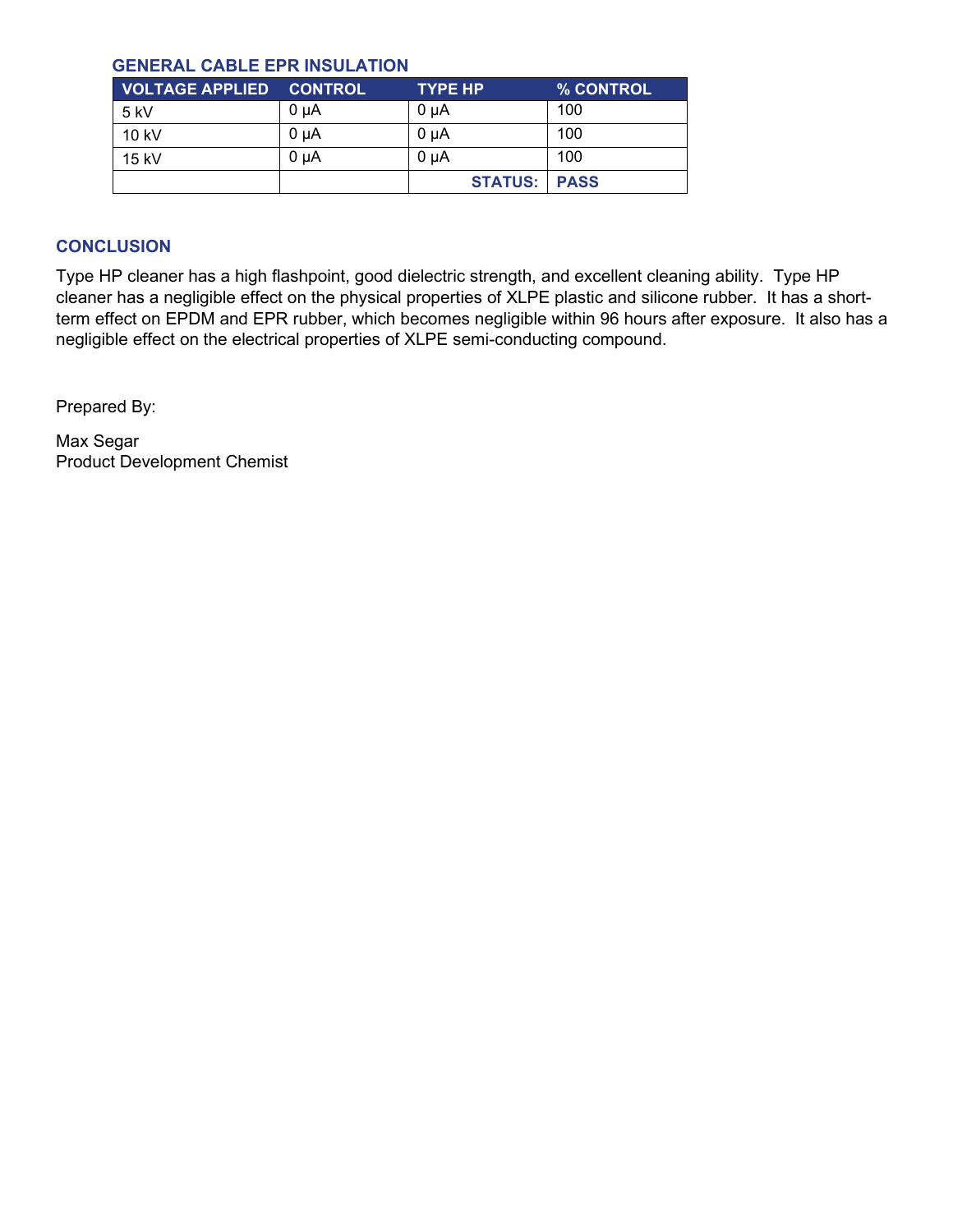### GENERAL CABLE EPR INSULATION

| VOLTAGE APPLIED | CONTROL | TYPE HP | % CONTROL |
|---|---|---|---|
| 5 kV | 0 µA | 0 µA | 100 |
| 10 kV | 0 µA | 0 µA | 100 |
| 15 kV | 0 µA | 0 µA | 100 |
| | | **STATUS:** | **PASS** |

## CONCLUSION

Type HP cleaner has a high flashpoint, good dielectric strength, and excellent cleaning ability. Type HP cleaner has a negligible effect on the physical properties of XLPE plastic and silicone rubber. It has a short-term effect on EPDM and EPR rubber, which becomes negligible within 96 hours after exposure. It also has a negligible effect on the electrical properties of XLPE semi-conducting compound.

Prepared By:

Max Segar
Product Development Chemist